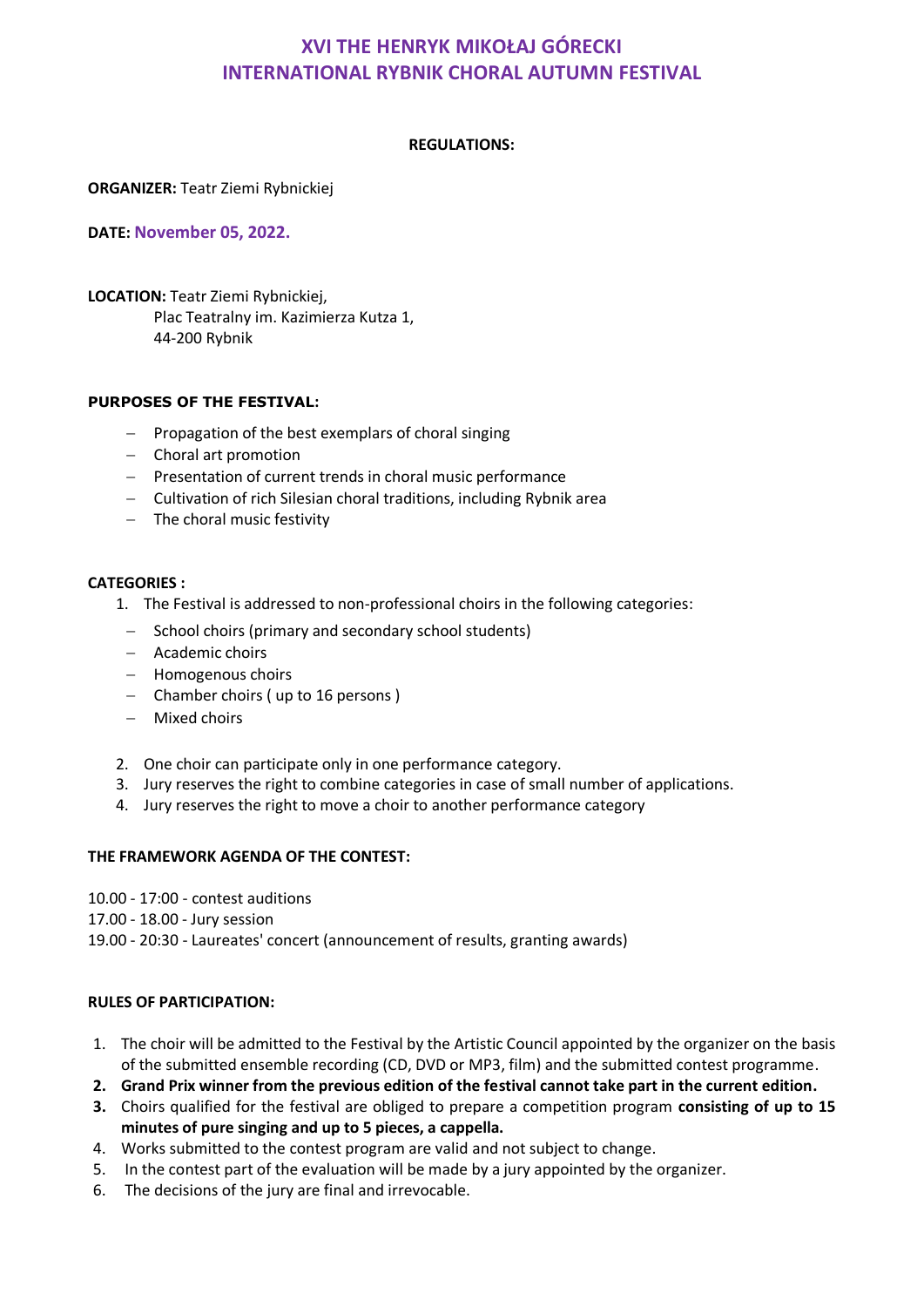# XVI THE HENRYK MIKOŁAJ GÓRECKI INTERNATIONAL RYBNIK CHORAL AUTUMN FESTIVAL

**REGULATIONS:**

**ORGANIZER:** Teatr Ziemi Rybnickiej

**DATE:** **November 05, 2022.**

**LOCATION:** Teatr Ziemi Rybnickiej,
Plac Teatralny im. Kazimierza Kutza 1,
44-200 Rybnik

**PURPOSES OF THE FESTIVAL:**

- Propagation of the best exemplars of choral singing
- Choral art promotion
- Presentation of current trends in choral music performance
- Cultivation of rich Silesian choral traditions, including Rybnik area
- The choral music festivity

**CATEGORIES :**

1. The Festival is addressed to non-professional choirs in the following categories:
   - School choirs (primary and secondary school students)
   - Academic choirs
   - Homogenous choirs
   - Chamber choirs ( up to 16 persons )
   - Mixed choirs
2. One choir can participate only in one performance category.
3. Jury reserves the right to combine categories in case of small number of applications.
4. Jury reserves the right to move a choir to another performance category

**THE FRAMEWORK AGENDA OF THE CONTEST:**

10.00 - 17:00 - contest auditions
17.00 - 18.00 - Jury session
19.00 - 20:30 - Laureates' concert (announcement of results, granting awards)

**RULES OF PARTICIPATION:**

1. The choir will be admitted to the Festival by the Artistic Council appointed by the organizer on the basis of the submitted ensemble recording (CD, DVD or MP3, film) and the submitted contest programme.
2. **Grand Prix winner from the previous edition of the festival cannot take part in the current edition.**
3. Choirs qualified for the festival are obliged to prepare a competition program **consisting of up to 15 minutes of pure singing and up to 5 pieces, a cappella.**
4. Works submitted to the contest program are valid and not subject to change.
5. In the contest part of the evaluation will be made by a jury appointed by the organizer.
6. The decisions of the jury are final and irrevocable.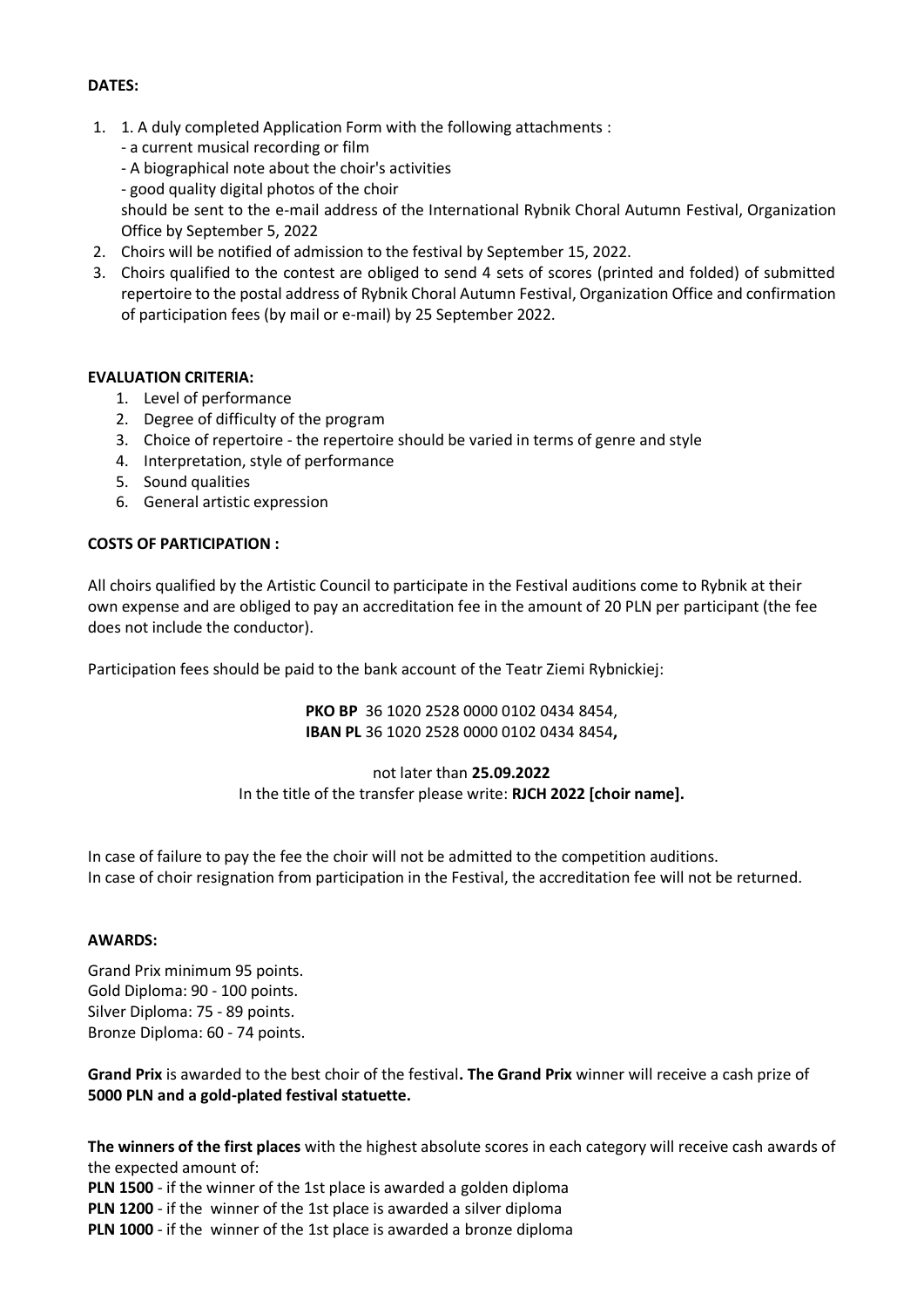**DATES:**

1. 1. A duly completed Application Form with the following attachments :
   - a current musical recording or film
   - A biographical note about the choir's activities
   - good quality digital photos of the choir

   should be sent to the e-mail address of the International Rybnik Choral Autumn Festival, Organization Office by September 5, 2022
2. Choirs will be notified of admission to the festival by September 15, 2022.
3. Choirs qualified to the contest are obliged to send 4 sets of scores (printed and folded) of submitted repertoire to the postal address of Rybnik Choral Autumn Festival, Organization Office and confirmation of participation fees (by mail or e-mail) by 25 September 2022.

**EVALUATION CRITERIA:**

1. Level of performance
2. Degree of difficulty of the program
3. Choice of repertoire - the repertoire should be varied in terms of genre and style
4. Interpretation, style of performance
5. Sound qualities
6. General artistic expression

**COSTS OF PARTICIPATION :**

All choirs qualified by the Artistic Council to participate in the Festival auditions come to Rybnik at their own expense and are obliged to pay an accreditation fee in the amount of 20 PLN per participant (the fee does not include the conductor).

Participation fees should be paid to the bank account of the Teatr Ziemi Rybnickiej:

**PKO BP** 36 1020 2528 0000 0102 0434 8454,
**IBAN PL** 36 1020 2528 0000 0102 0434 8454**,**

not later than **25.09.2022**
In the title of the transfer please write: **RJCH 2022 [choir name].**

In case of failure to pay the fee the choir will not be admitted to the competition auditions.
In case of choir resignation from participation in the Festival, the accreditation fee will not be returned.

**AWARDS:**

Grand Prix minimum 95 points.
Gold Diploma: 90 - 100 points.
Silver Diploma: 75 - 89 points.
Bronze Diploma: 60 - 74 points.

**Grand Prix** is awarded to the best choir of the festival**. The Grand Prix** winner will receive a cash prize of **5000 PLN and a gold-plated festival statuette.**

**The winners of the first places** with the highest absolute scores in each category will receive cash awards of the expected amount of:
**PLN 1500** - if the winner of the 1st place is awarded a golden diploma
**PLN 1200** - if the winner of the 1st place is awarded a silver diploma
**PLN 1000** - if the winner of the 1st place is awarded a bronze diploma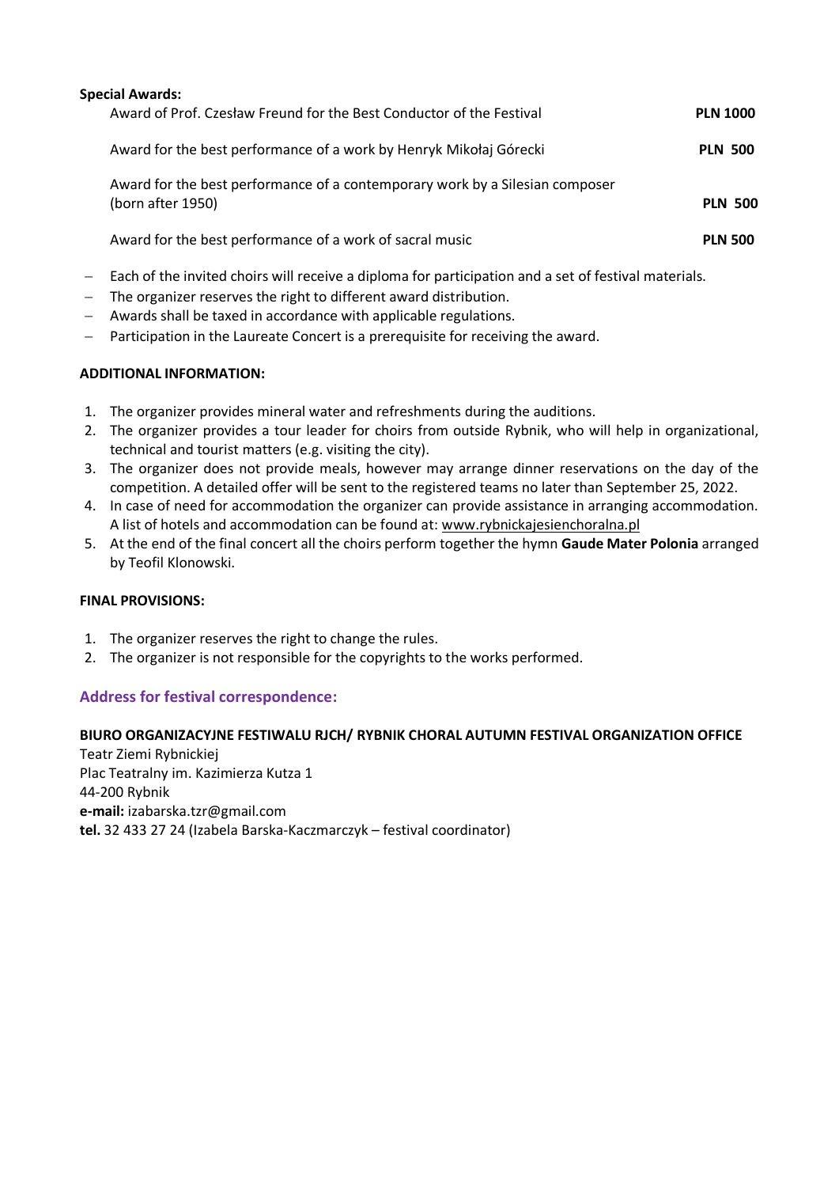**Special Awards:**

| | |
|---|---|
| Award of Prof. Czesław Freund for the Best Conductor of the Festival | **PLN 1000** |
| Award for the best performance of a work by Henryk Mikołaj Górecki | **PLN 500** |
| Award for the best performance of a contemporary work by a Silesian composer (born after 1950) | **PLN 500** |
| Award for the best performance of a work of sacral music | **PLN 500** |

- Each of the invited choirs will receive a diploma for participation and a set of festival materials.
- The organizer reserves the right to different award distribution.
- Awards shall be taxed in accordance with applicable regulations.
- Participation in the Laureate Concert is a prerequisite for receiving the award.

**ADDITIONAL INFORMATION:**

1. The organizer provides mineral water and refreshments during the auditions.
2. The organizer provides a tour leader for choirs from outside Rybnik, who will help in organizational, technical and tourist matters (e.g. visiting the city).
3. The organizer does not provide meals, however may arrange dinner reservations on the day of the competition. A detailed offer will be sent to the registered teams no later than September 25, 2022.
4. In case of need for accommodation the organizer can provide assistance in arranging accommodation. A list of hotels and accommodation can be found at: www.rybnickajesienchoralna.pl
5. At the end of the final concert all the choirs perform together the hymn **Gaude Mater Polonia** arranged by Teofil Klonowski.

**FINAL PROVISIONS:**

1. The organizer reserves the right to change the rules.
2. The organizer is not responsible for the copyrights to the works performed.

## Address for festival correspondence:

**BIURO ORGANIZACYJNE FESTIWALU RJCH/ RYBNIK CHORAL AUTUMN FESTIVAL ORGANIZATION OFFICE**
Teatr Ziemi Rybnickiej
Plac Teatralny im. Kazimierza Kutza 1
44-200 Rybnik
**e-mail:** izabarska.tzr@gmail.com
**tel.** 32 433 27 24 (Izabela Barska-Kaczmarczyk – festival coordinator)